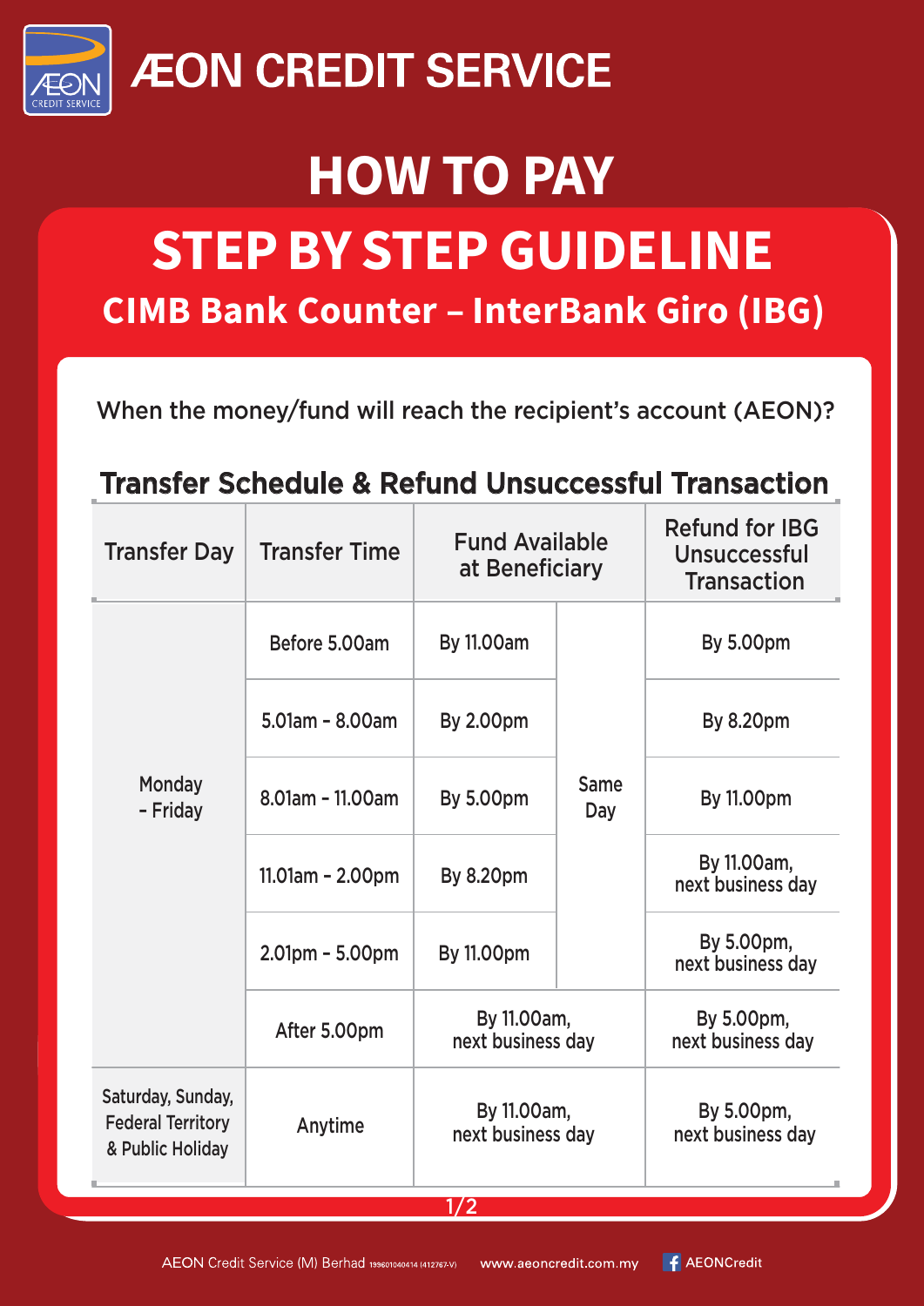ÆON CREDIT SERVICE

# HOW TO PAY

## STEP BY STEP GUIDELINE

### CIMB Bank Counter – InterBank Giro (IBG)

When the money/fund will reach the recipient's account (AEON)?

### Transfer Schedule & Refund Unsuccessful Transaction

| Transfer Day | Transfer Time | Fund Available at Beneficiary | | Refund for IBG Unsuccessful Transaction |
|---|---|---|---|---|
| Monday - Friday | Before 5.00am | By 11.00am | Same Day | By 5.00pm |
| | 5.01am - 8.00am | By 2.00pm | | By 8.20pm |
| | 8.01am - 11.00am | By 5.00pm | | By 11.00pm |
| | 11.01am - 2.00pm | By 8.20pm | | By 11.00am, next business day |
| | 2.01pm - 5.00pm | By 11.00pm | | By 5.00pm, next business day |
| | After 5.00pm | By 11.00am, next business day | | By 5.00pm, next business day |
| Saturday, Sunday, Federal Territory & Public Holiday | Anytime | By 11.00am, next business day | | By 5.00pm, next business day |

AEON Credit Service (M) Berhad 199601040414 (412767-V) www.aeoncredit.com.my AEONCredit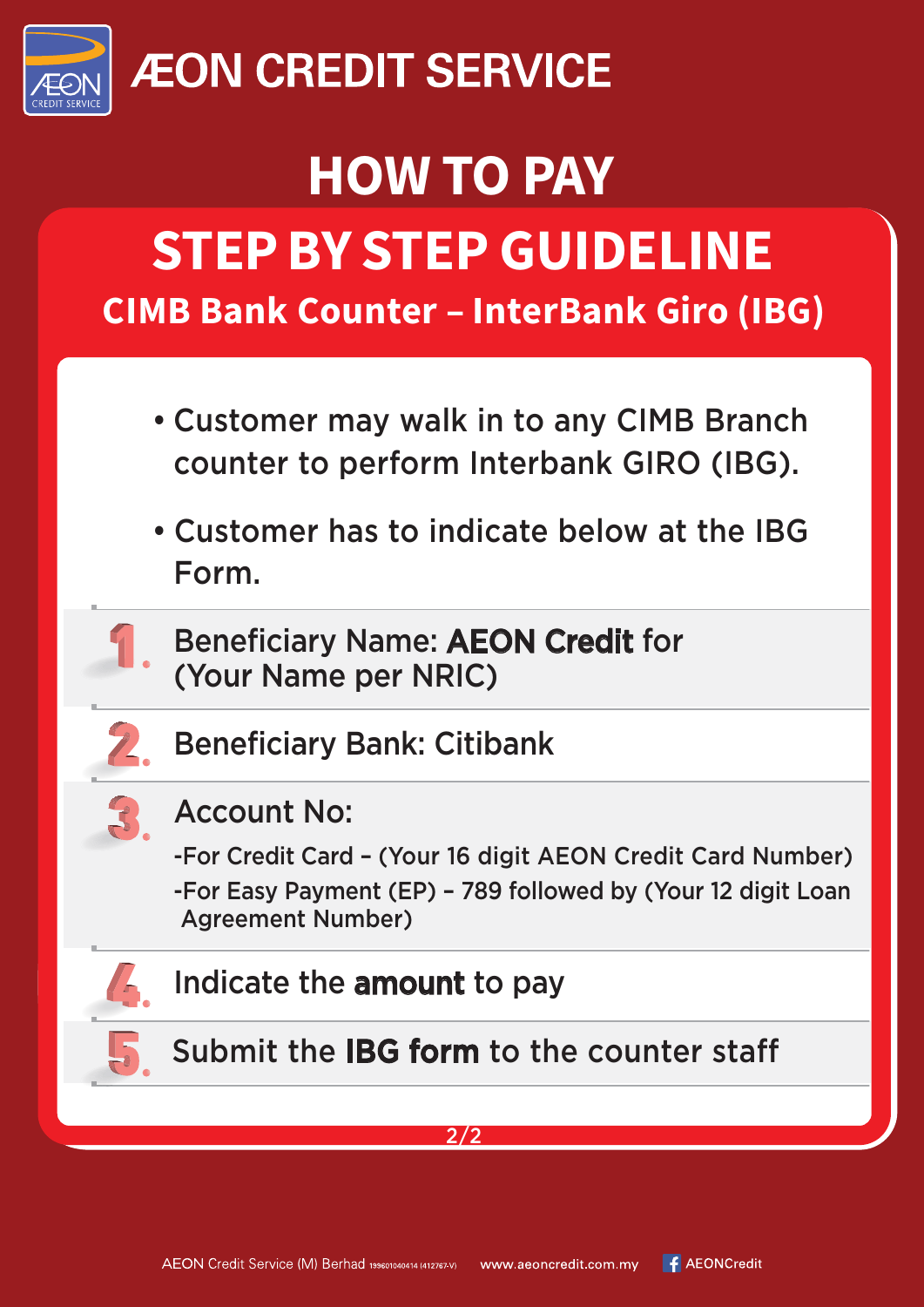ÆON CREDIT SERVICE

# HOW TO PAY

## STEP BY STEP GUIDELINE

### CIMB Bank Counter – InterBank Giro (IBG)

- Customer may walk in to any CIMB Branch counter to perform Interbank GIRO (IBG).
- Customer has to indicate below at the IBG Form.

1. Beneficiary Name: **AEON Credit** for (Your Name per NRIC)
2. Beneficiary Bank: Citibank
3. Account No:
   - -For Credit Card – (Your 16 digit AEON Credit Card Number)
   - -For Easy Payment (EP) – 789 followed by (Your 12 digit Loan Agreement Number)
4. Indicate the **amount** to pay
5. Submit the **IBG form** to the counter staff

AEON Credit Service (M) Berhad 199601040414 (412767-V) www.aeoncredit.com.my AEONCredit